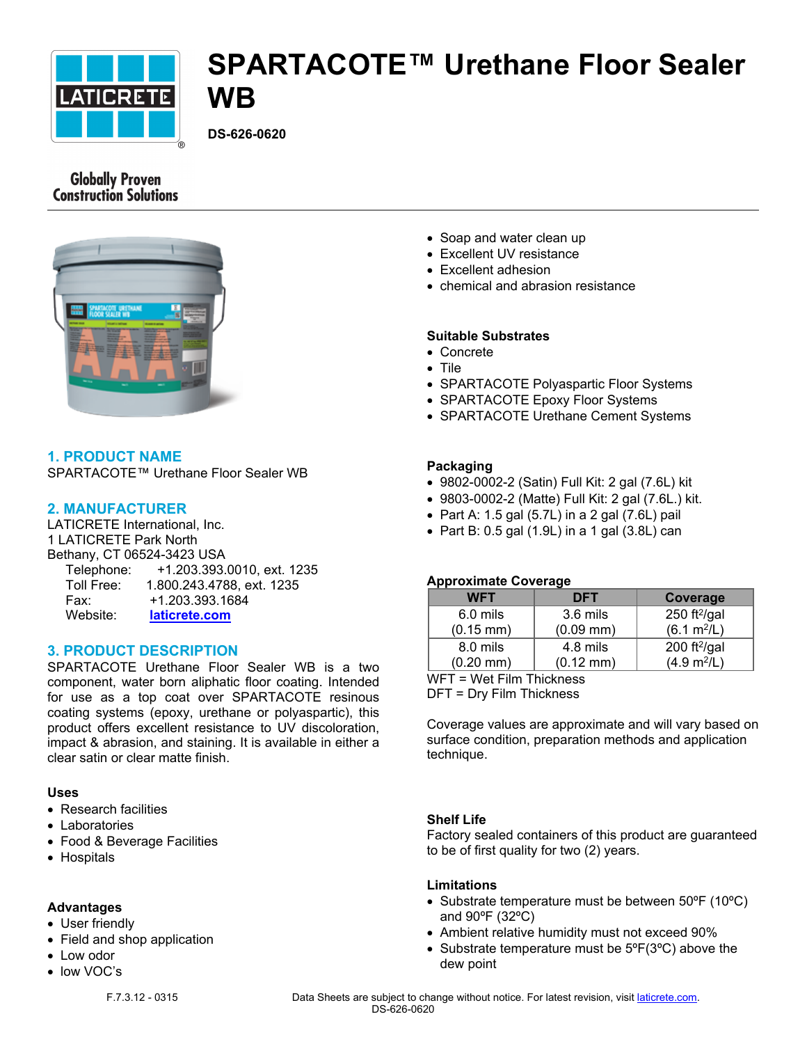# SPARTACOTE™ Urethane Floor Sealer WB

**DS-626-0620**

Globally Proven Construction Solutions

## 1. PRODUCT NAME

SPARTACOTE™ Urethane Floor Sealer WB

## 2. MANUFACTURER

LATICRETE International, Inc.
1 LATICRETE Park North
Bethany, CT 06524-3423 USA

Telephone: +1.203.393.0010, ext. 1235
Toll Free: 1.800.243.4788, ext. 1235
Fax: +1.203.393.1684
Website: laticrete.com

## 3. PRODUCT DESCRIPTION

SPARTACOTE Urethane Floor Sealer WB is a two component, water born aliphatic floor coating. Intended for use as a top coat over SPARTACOTE resinous coating systems (epoxy, urethane or polyaspartic), this product offers excellent resistance to UV discoloration, impact & abrasion, and staining. It is available in either a clear satin or clear matte finish.

### Uses

- Research facilities
- Laboratories
- Food & Beverage Facilities
- Hospitals

### Advantages

- User friendly
- Field and shop application
- Low odor
- low VOC's
- Soap and water clean up
- Excellent UV resistance
- Excellent adhesion
- chemical and abrasion resistance

### Suitable Substrates

- Concrete
- Tile
- SPARTACOTE Polyaspartic Floor Systems
- SPARTACOTE Epoxy Floor Systems
- SPARTACOTE Urethane Cement Systems

### Packaging

- 9802-0002-2 (Satin) Full Kit: 2 gal (7.6L) kit
- 9803-0002-2 (Matte) Full Kit: 2 gal (7.6L.) kit.
- Part A: 1.5 gal (5.7L) in a 2 gal (7.6L) pail
- Part B: 0.5 gal (1.9L) in a 1 gal (3.8L) can

### Approximate Coverage

| WFT | DFT | Coverage |
|---|---|---|
| 6.0 mils (0.15 mm) | 3.6 mils (0.09 mm) | 250 ft²/gal (6.1 m²/L) |
| 8.0 mils (0.20 mm) | 4.8 mils (0.12 mm) | 200 ft²/gal (4.9 m²/L) |

WFT = Wet Film Thickness
DFT = Dry Film Thickness

Coverage values are approximate and will vary based on surface condition, preparation methods and application technique.

### Shelf Life

Factory sealed containers of this product are guaranteed to be of first quality for two (2) years.

### Limitations

- Substrate temperature must be between 50ºF (10ºC) and 90ºF (32ºC)
- Ambient relative humidity must not exceed 90%
- Substrate temperature must be 5ºF(3ºC) above the dew point

F.7.3.12 - 0315

Data Sheets are subject to change without notice. For latest revision, visit laticrete.com.
DS-626-0620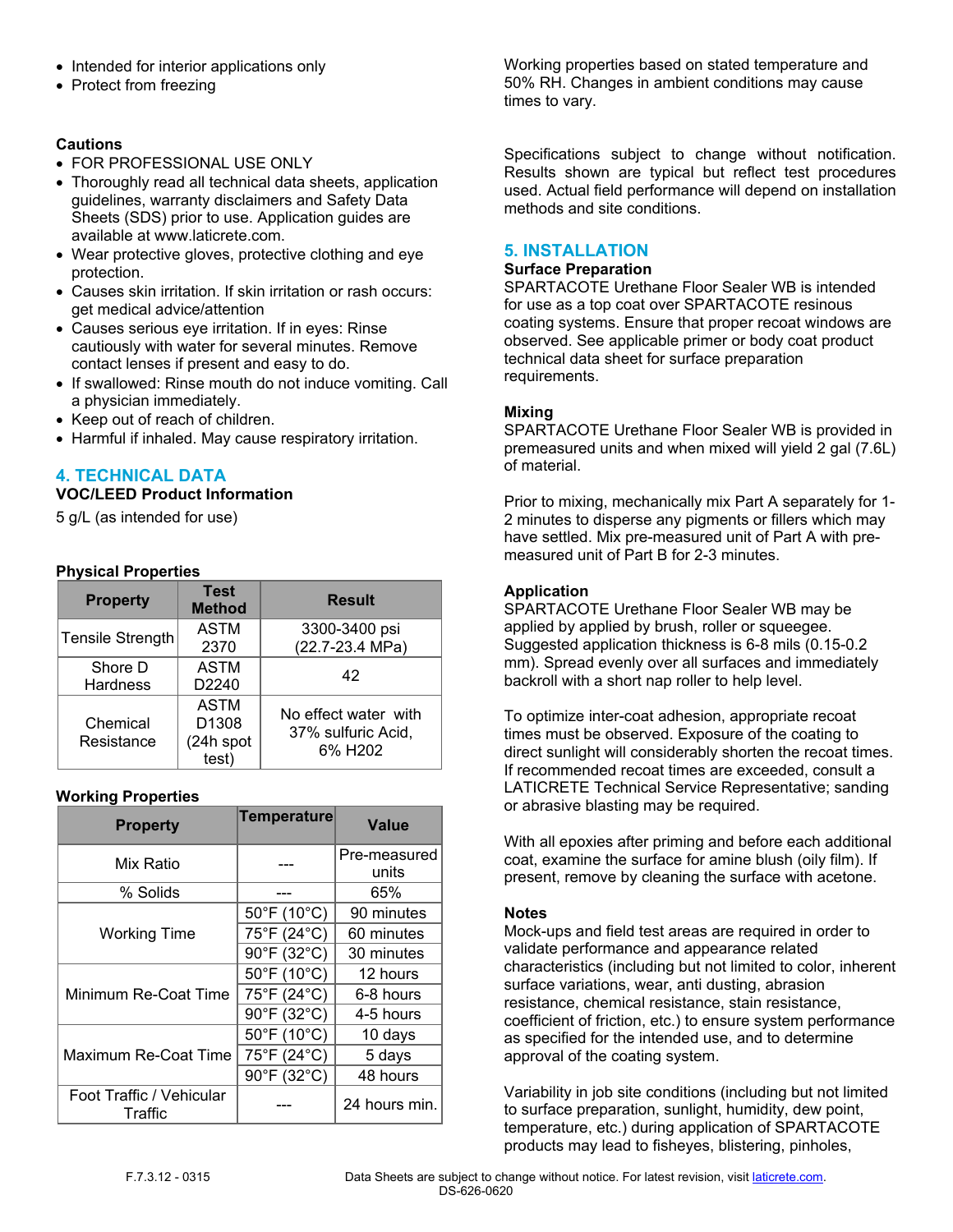- Intended for interior applications only
- Protect from freezing

**Cautions**

- FOR PROFESSIONAL USE ONLY
- Thoroughly read all technical data sheets, application guidelines, warranty disclaimers and Safety Data Sheets (SDS) prior to use. Application guides are available at www.laticrete.com.
- Wear protective gloves, protective clothing and eye protection.
- Causes skin irritation. If skin irritation or rash occurs: get medical advice/attention
- Causes serious eye irritation. If in eyes: Rinse cautiously with water for several minutes. Remove contact lenses if present and easy to do.
- If swallowed: Rinse mouth do not induce vomiting. Call a physician immediately.
- Keep out of reach of children.
- Harmful if inhaled. May cause respiratory irritation.

## 4. TECHNICAL DATA

**VOC/LEED Product Information**

5 g/L (as intended for use)

**Physical Properties**

| Property | Test Method | Result |
|---|---|---|
| Tensile Strength | ASTM 2370 | 3300-3400 psi (22.7-23.4 MPa) |
| Shore D Hardness | ASTM D2240 | 42 |
| Chemical Resistance | ASTM D1308 (24h spot test) | No effect water with 37% sulfuric Acid, 6% H202 |

**Working Properties**

| Property | Temperature | Value |
|---|---|---|
| Mix Ratio | --- | Pre-measured units |
| % Solids | --- | 65% |
| Working Time | 50°F (10°C) | 90 minutes |
| | 75°F (24°C) | 60 minutes |
| | 90°F (32°C) | 30 minutes |
| Minimum Re-Coat Time | 50°F (10°C) | 12 hours |
| | 75°F (24°C) | 6-8 hours |
| | 90°F (32°C) | 4-5 hours |
| Maximum Re-Coat Time | 50°F (10°C) | 10 days |
| | 75°F (24°C) | 5 days |
| | 90°F (32°C) | 48 hours |
| Foot Traffic / Vehicular Traffic | --- | 24 hours min. |

Working properties based on stated temperature and 50% RH. Changes in ambient conditions may cause times to vary.

Specifications subject to change without notification. Results shown are typical but reflect test procedures used. Actual field performance will depend on installation methods and site conditions.

## 5. INSTALLATION

**Surface Preparation**

SPARTACOTE Urethane Floor Sealer WB is intended for use as a top coat over SPARTACOTE resinous coating systems. Ensure that proper recoat windows are observed. See applicable primer or body coat product technical data sheet for surface preparation requirements.

**Mixing**

SPARTACOTE Urethane Floor Sealer WB is provided in premeasured units and when mixed will yield 2 gal (7.6L) of material.

Prior to mixing, mechanically mix Part A separately for 1-2 minutes to disperse any pigments or fillers which may have settled. Mix pre-measured unit of Part A with pre-measured unit of Part B for 2-3 minutes.

**Application**

SPARTACOTE Urethane Floor Sealer WB may be applied by applied by brush, roller or squeegee. Suggested application thickness is 6-8 mils (0.15-0.2 mm). Spread evenly over all surfaces and immediately backroll with a short nap roller to help level.

To optimize inter-coat adhesion, appropriate recoat times must be observed. Exposure of the coating to direct sunlight will considerably shorten the recoat times. If recommended recoat times are exceeded, consult a LATICRETE Technical Service Representative; sanding or abrasive blasting may be required.

With all epoxies after priming and before each additional coat, examine the surface for amine blush (oily film). If present, remove by cleaning the surface with acetone.

**Notes**

Mock-ups and field test areas are required in order to validate performance and appearance related characteristics (including but not limited to color, inherent surface variations, wear, anti dusting, abrasion resistance, chemical resistance, stain resistance, coefficient of friction, etc.) to ensure system performance as specified for the intended use, and to determine approval of the coating system.

Variability in job site conditions (including but not limited to surface preparation, sunlight, humidity, dew point, temperature, etc.) during application of SPARTACOTE products may lead to fisheyes, blistering, pinholes,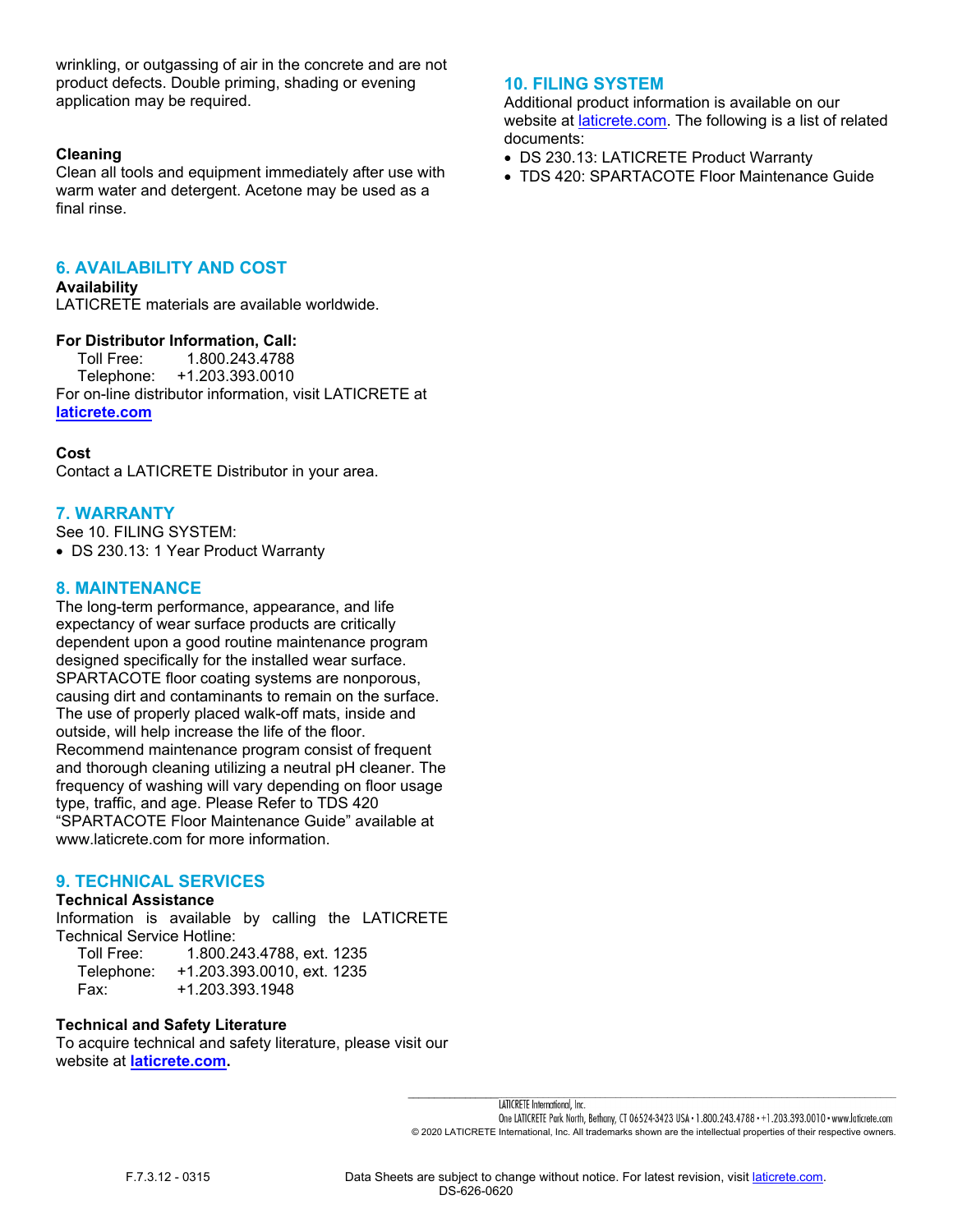wrinkling, or outgassing of air in the concrete and are not product defects. Double priming, shading or evening application may be required.

**Cleaning**

Clean all tools and equipment immediately after use with warm water and detergent. Acetone may be used as a final rinse.

## 6. AVAILABILITY AND COST

**Availability**

LATICRETE materials are available worldwide.

**For Distributor Information, Call:**

Toll Free: 1.800.243.4788
Telephone: +1.203.393.0010

For on-line distributor information, visit LATICRETE at **laticrete.com**

**Cost**

Contact a LATICRETE Distributor in your area.

## 7. WARRANTY

See 10. FILING SYSTEM:

- DS 230.13: 1 Year Product Warranty

## 8. MAINTENANCE

The long-term performance, appearance, and life expectancy of wear surface products are critically dependent upon a good routine maintenance program designed specifically for the installed wear surface. SPARTACOTE floor coating systems are nonporous, causing dirt and contaminants to remain on the surface. The use of properly placed walk-off mats, inside and outside, will help increase the life of the floor. Recommend maintenance program consist of frequent and thorough cleaning utilizing a neutral pH cleaner. The frequency of washing will vary depending on floor usage type, traffic, and age. Please Refer to TDS 420 “SPARTACOTE Floor Maintenance Guide” available at www.laticrete.com for more information.

## 9. TECHNICAL SERVICES

**Technical Assistance**

Information is available by calling the LATICRETE Technical Service Hotline:

Toll Free: 1.800.243.4788, ext. 1235
Telephone: +1.203.393.0010, ext. 1235
Fax: +1.203.393.1948

**Technical and Safety Literature**

To acquire technical and safety literature, please visit our website at **laticrete.com.**

## 10. FILING SYSTEM

Additional product information is available on our website at laticrete.com. The following is a list of related documents:

- DS 230.13: LATICRETE Product Warranty
- TDS 420: SPARTACOTE Floor Maintenance Guide

LATICRETE International, Inc.
One LATICRETE Park North, Bethany, CT 06524-3423 USA • 1.800.243.4788 • +1.203.393.0010 • www.laticrete.com
© 2020 LATICRETE International, Inc. All trademarks shown are the intellectual properties of their respective owners.

F.7.3.12 - 0315

Data Sheets are subject to change without notice. For latest revision, visit laticrete.com.
DS-626-0620